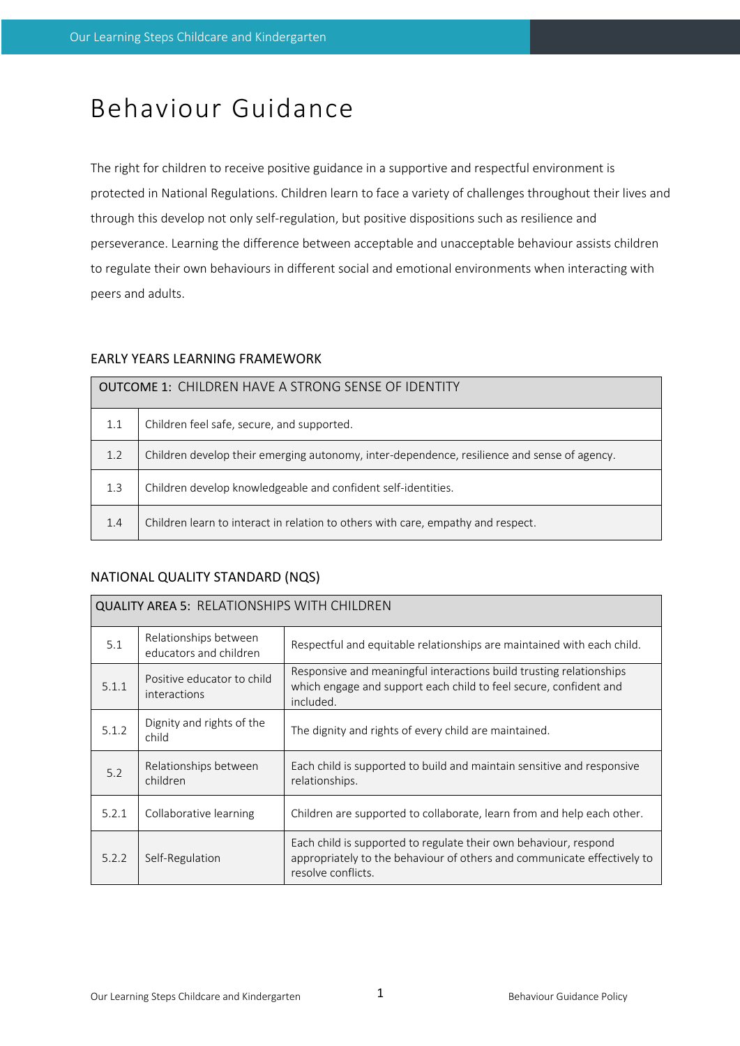# Behaviour Guidance

The right for children to receive positive guidance in a supportive and respectful environment is protected in National Regulations. Children learn to face a variety of challenges throughout their lives and through this develop not only self-regulation, but positive dispositions such as resilience and perseverance. Learning the difference between acceptable and unacceptable behaviour assists children to regulate their own behaviours in different social and emotional environments when interacting with peers and adults.

## EARLY YEARS LEARNING FRAMEWORK

| **OUTCOME 1:** CHILDREN HAVE A STRONG SENSE OF IDENTITY | |
|---|---|
| 1.1 | Children feel safe, secure, and supported. |
| 1.2 | Children develop their emerging autonomy, inter-dependence, resilience and sense of agency. |
| 1.3 | Children develop knowledgeable and confident self-identities. |
| 1.4 | Children learn to interact in relation to others with care, empathy and respect. |

## NATIONAL QUALITY STANDARD (NQS)

| **QUALITY AREA 5:** RELATIONSHIPS WITH CHILDREN | | |
|---|---|---|
| 5.1 | Relationships between educators and children | Respectful and equitable relationships are maintained with each child. |
| 5.1.1 | Positive educator to child interactions | Responsive and meaningful interactions build trusting relationships which engage and support each child to feel secure, confident and included. |
| 5.1.2 | Dignity and rights of the child | The dignity and rights of every child are maintained. |
| 5.2 | Relationships between children | Each child is supported to build and maintain sensitive and responsive relationships. |
| 5.2.1 | Collaborative learning | Children are supported to collaborate, learn from and help each other. |
| 5.2.2 | Self-Regulation | Each child is supported to regulate their own behaviour, respond appropriately to the behaviour of others and communicate effectively to resolve conflicts. |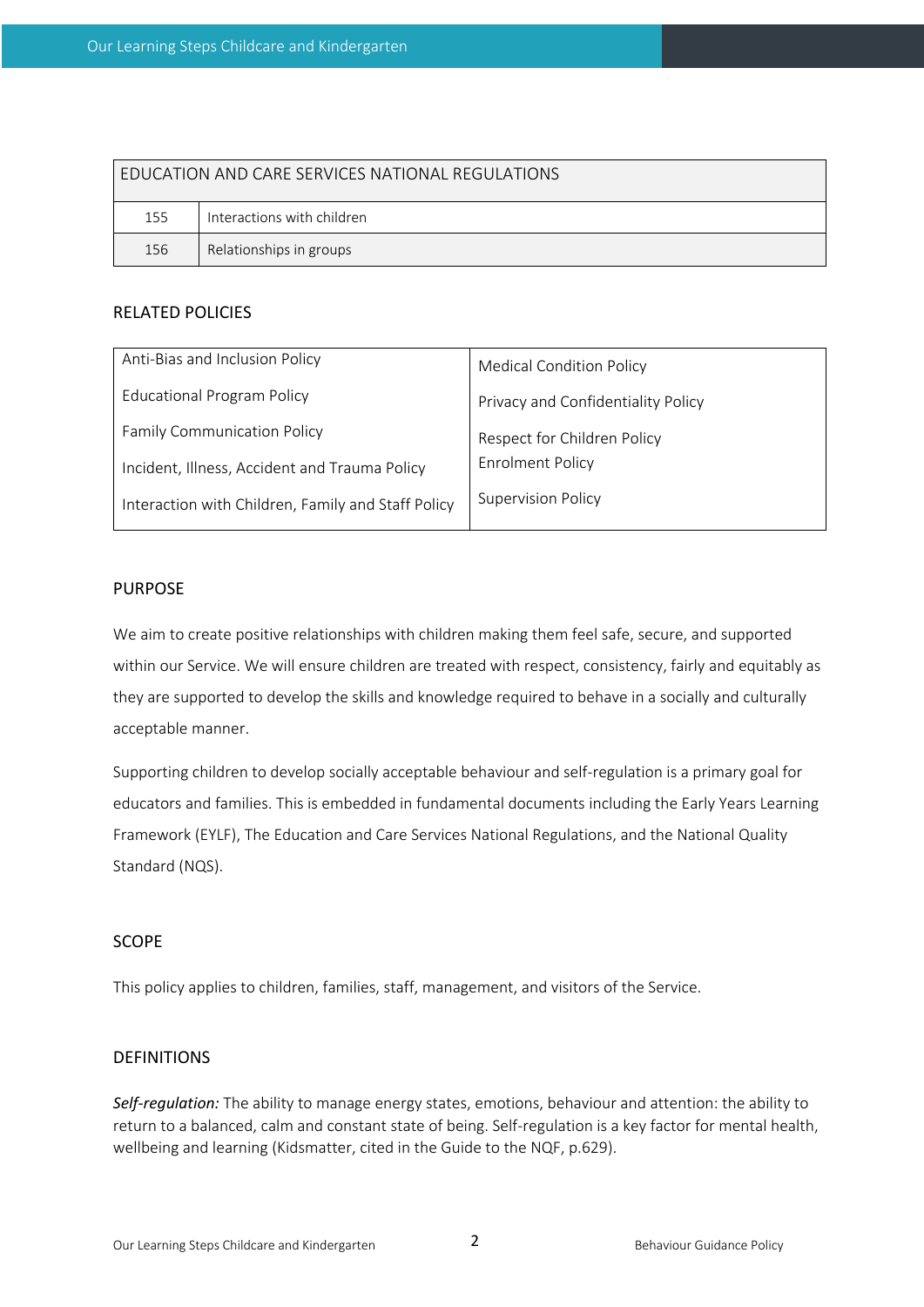| EDUCATION AND CARE SERVICES NATIONAL REGULATIONS | |
|---|---|
| 155 | Interactions with children |
| 156 | Relationships in groups |

## RELATED POLICIES

| | |
|---|---|
| Anti-Bias and Inclusion Policy | Medical Condition Policy |
| Educational Program Policy | Privacy and Confidentiality Policy |
| Family Communication Policy | Respect for Children Policy |
| Incident, Illness, Accident and Trauma Policy | Enrolment Policy |
| Interaction with Children, Family and Staff Policy | Supervision Policy |

## PURPOSE

We aim to create positive relationships with children making them feel safe, secure, and supported within our Service. We will ensure children are treated with respect, consistency, fairly and equitably as they are supported to develop the skills and knowledge required to behave in a socially and culturally acceptable manner.

Supporting children to develop socially acceptable behaviour and self-regulation is a primary goal for educators and families. This is embedded in fundamental documents including the Early Years Learning Framework (EYLF), The Education and Care Services National Regulations, and the National Quality Standard (NQS).

## SCOPE

This policy applies to children, families, staff, management, and visitors of the Service.

## DEFINITIONS

*Self-regulation:* The ability to manage energy states, emotions, behaviour and attention: the ability to return to a balanced, calm and constant state of being. Self-regulation is a key factor for mental health, wellbeing and learning (Kidsmatter, cited in the Guide to the NQF, p.629).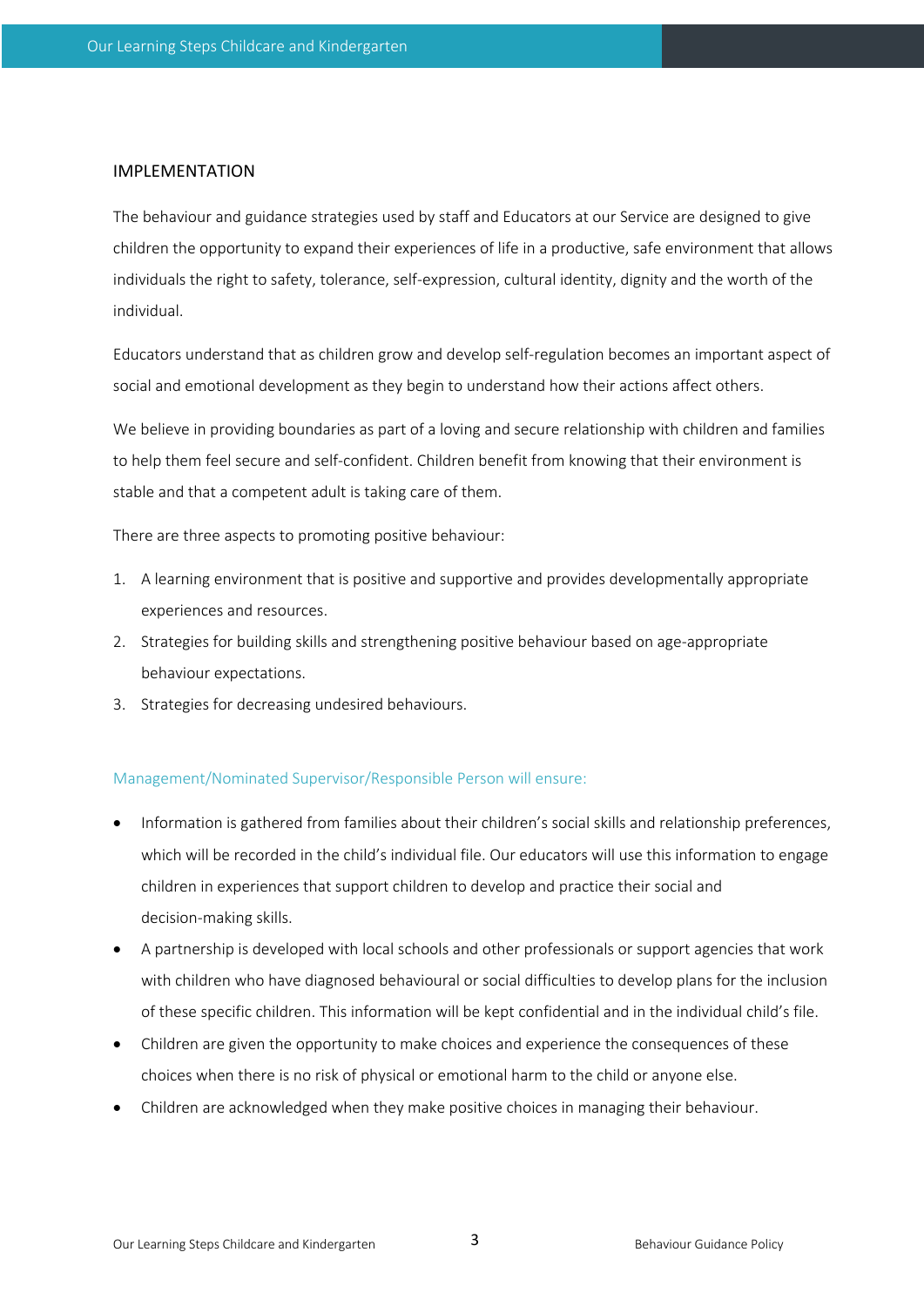## IMPLEMENTATION

The behaviour and guidance strategies used by staff and Educators at our Service are designed to give children the opportunity to expand their experiences of life in a productive, safe environment that allows individuals the right to safety, tolerance, self-expression, cultural identity, dignity and the worth of the individual.

Educators understand that as children grow and develop self-regulation becomes an important aspect of social and emotional development as they begin to understand how their actions affect others.

We believe in providing boundaries as part of a loving and secure relationship with children and families to help them feel secure and self-confident. Children benefit from knowing that their environment is stable and that a competent adult is taking care of them.

There are three aspects to promoting positive behaviour:

1. A learning environment that is positive and supportive and provides developmentally appropriate experiences and resources.
2. Strategies for building skills and strengthening positive behaviour based on age-appropriate behaviour expectations.
3. Strategies for decreasing undesired behaviours.

### Management/Nominated Supervisor/Responsible Person will ensure:

- Information is gathered from families about their children's social skills and relationship preferences, which will be recorded in the child's individual file. Our educators will use this information to engage children in experiences that support children to develop and practice their social and decision-making skills.
- A partnership is developed with local schools and other professionals or support agencies that work with children who have diagnosed behavioural or social difficulties to develop plans for the inclusion of these specific children. This information will be kept confidential and in the individual child's file.
- Children are given the opportunity to make choices and experience the consequences of these choices when there is no risk of physical or emotional harm to the child or anyone else.
- Children are acknowledged when they make positive choices in managing their behaviour.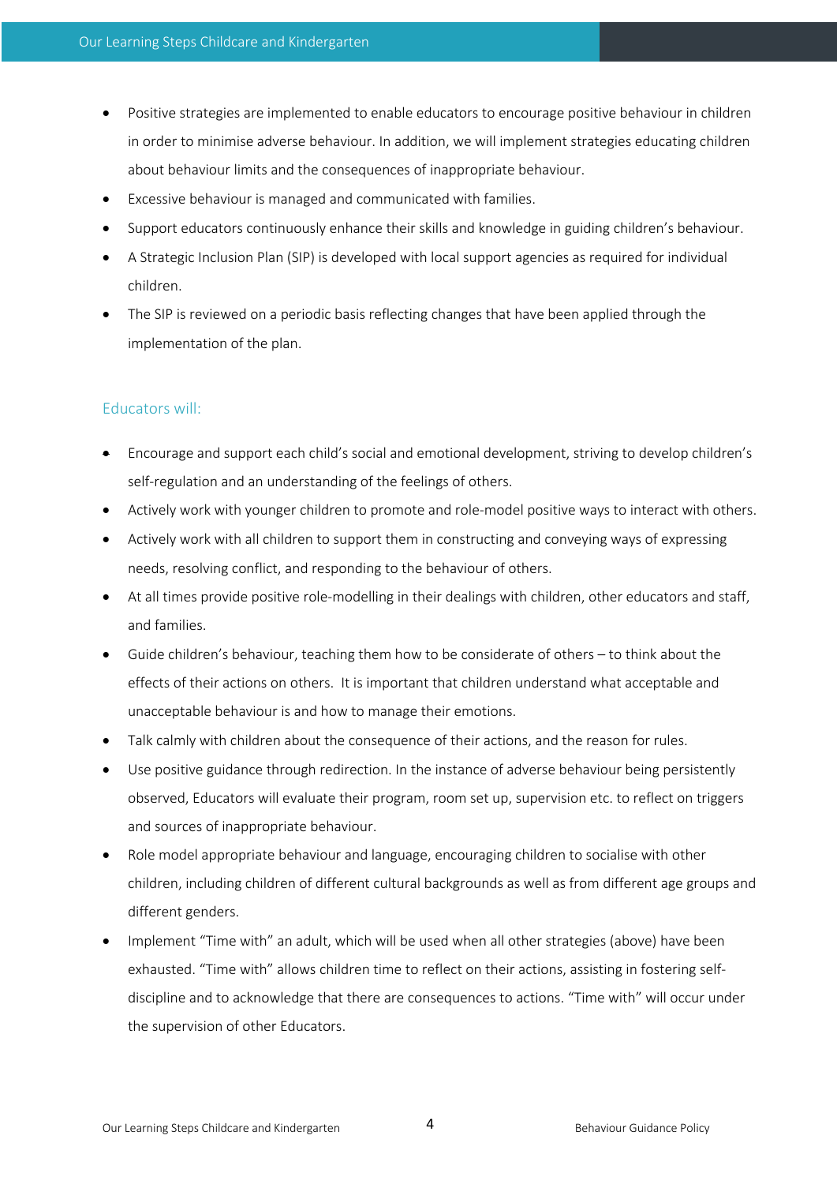- Positive strategies are implemented to enable educators to encourage positive behaviour in children in order to minimise adverse behaviour. In addition, we will implement strategies educating children about behaviour limits and the consequences of inappropriate behaviour.
- Excessive behaviour is managed and communicated with families.
- Support educators continuously enhance their skills and knowledge in guiding children's behaviour.
- A Strategic Inclusion Plan (SIP) is developed with local support agencies as required for individual children.
- The SIP is reviewed on a periodic basis reflecting changes that have been applied through the implementation of the plan.

### Educators will:

- Encourage and support each child's social and emotional development, striving to develop children's self-regulation and an understanding of the feelings of others.
- Actively work with younger children to promote and role-model positive ways to interact with others.
- Actively work with all children to support them in constructing and conveying ways of expressing needs, resolving conflict, and responding to the behaviour of others.
- At all times provide positive role-modelling in their dealings with children, other educators and staff, and families.
- Guide children's behaviour, teaching them how to be considerate of others – to think about the effects of their actions on others. It is important that children understand what acceptable and unacceptable behaviour is and how to manage their emotions.
- Talk calmly with children about the consequence of their actions, and the reason for rules.
- Use positive guidance through redirection. In the instance of adverse behaviour being persistently observed, Educators will evaluate their program, room set up, supervision etc. to reflect on triggers and sources of inappropriate behaviour.
- Role model appropriate behaviour and language, encouraging children to socialise with other children, including children of different cultural backgrounds as well as from different age groups and different genders.
- Implement "Time with" an adult, which will be used when all other strategies (above) have been exhausted. "Time with" allows children time to reflect on their actions, assisting in fostering self-discipline and to acknowledge that there are consequences to actions. "Time with" will occur under the supervision of other Educators.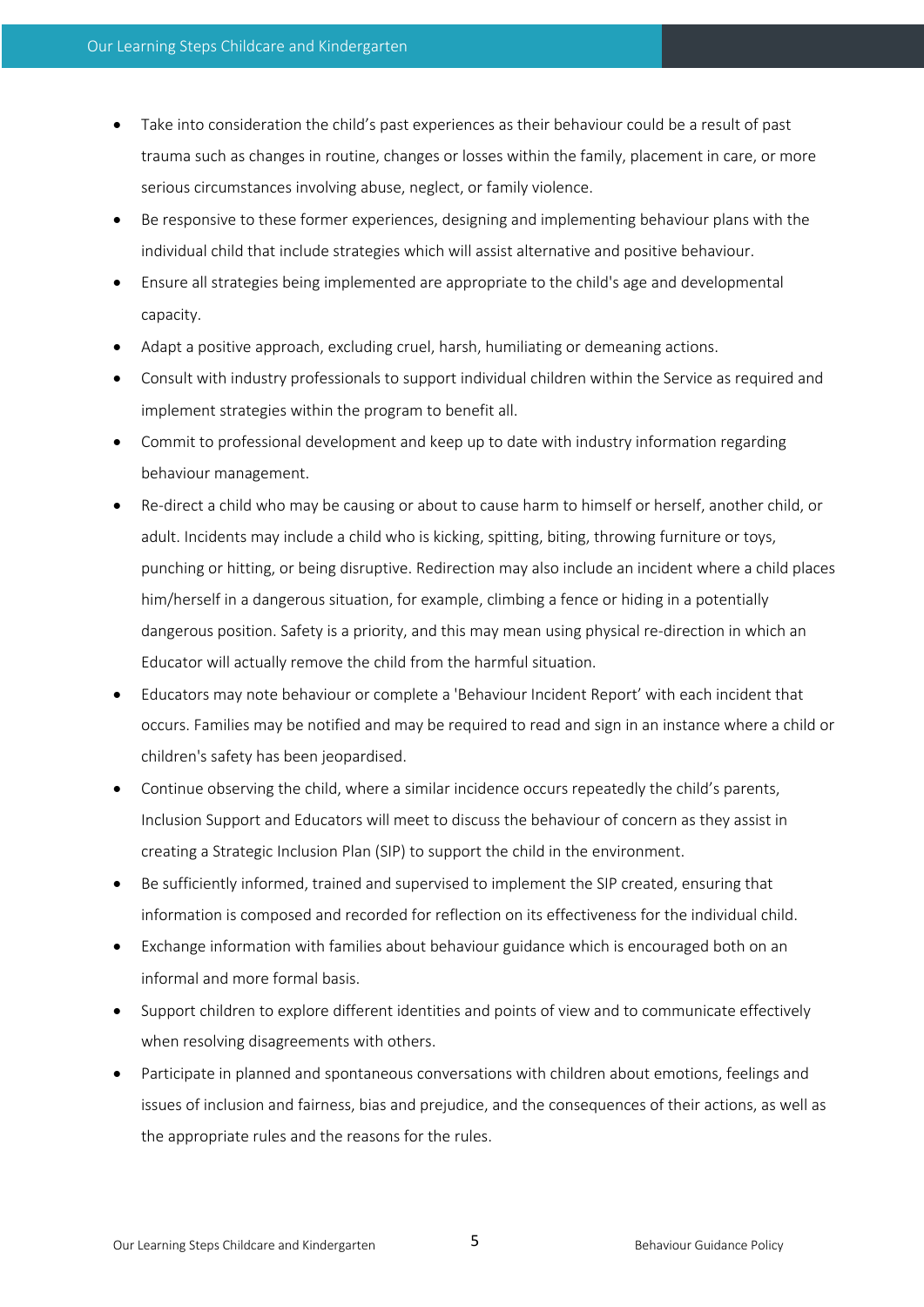- Take into consideration the child's past experiences as their behaviour could be a result of past trauma such as changes in routine, changes or losses within the family, placement in care, or more serious circumstances involving abuse, neglect, or family violence.
- Be responsive to these former experiences, designing and implementing behaviour plans with the individual child that include strategies which will assist alternative and positive behaviour.
- Ensure all strategies being implemented are appropriate to the child's age and developmental capacity.
- Adapt a positive approach, excluding cruel, harsh, humiliating or demeaning actions.
- Consult with industry professionals to support individual children within the Service as required and implement strategies within the program to benefit all.
- Commit to professional development and keep up to date with industry information regarding behaviour management.
- Re-direct a child who may be causing or about to cause harm to himself or herself, another child, or adult. Incidents may include a child who is kicking, spitting, biting, throwing furniture or toys, punching or hitting, or being disruptive. Redirection may also include an incident where a child places him/herself in a dangerous situation, for example, climbing a fence or hiding in a potentially dangerous position. Safety is a priority, and this may mean using physical re-direction in which an Educator will actually remove the child from the harmful situation.
- Educators may note behaviour or complete a 'Behaviour Incident Report' with each incident that occurs. Families may be notified and may be required to read and sign in an instance where a child or children's safety has been jeopardised.
- Continue observing the child, where a similar incidence occurs repeatedly the child's parents, Inclusion Support and Educators will meet to discuss the behaviour of concern as they assist in creating a Strategic Inclusion Plan (SIP) to support the child in the environment.
- Be sufficiently informed, trained and supervised to implement the SIP created, ensuring that information is composed and recorded for reflection on its effectiveness for the individual child.
- Exchange information with families about behaviour guidance which is encouraged both on an informal and more formal basis.
- Support children to explore different identities and points of view and to communicate effectively when resolving disagreements with others.
- Participate in planned and spontaneous conversations with children about emotions, feelings and issues of inclusion and fairness, bias and prejudice, and the consequences of their actions, as well as the appropriate rules and the reasons for the rules.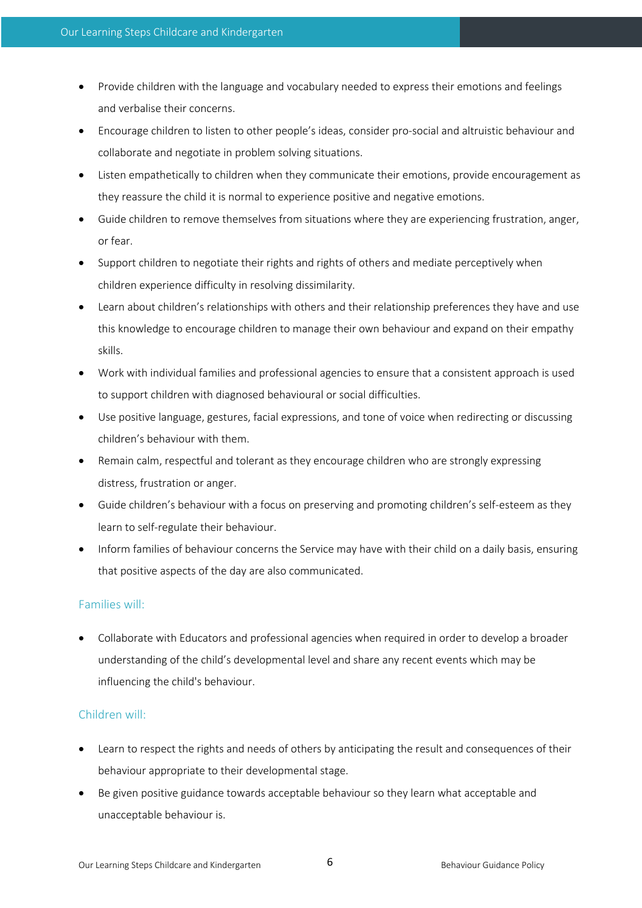- Provide children with the language and vocabulary needed to express their emotions and feelings and verbalise their concerns.
- Encourage children to listen to other people's ideas, consider pro-social and altruistic behaviour and collaborate and negotiate in problem solving situations.
- Listen empathetically to children when they communicate their emotions, provide encouragement as they reassure the child it is normal to experience positive and negative emotions.
- Guide children to remove themselves from situations where they are experiencing frustration, anger, or fear.
- Support children to negotiate their rights and rights of others and mediate perceptively when children experience difficulty in resolving dissimilarity.
- Learn about children's relationships with others and their relationship preferences they have and use this knowledge to encourage children to manage their own behaviour and expand on their empathy skills.
- Work with individual families and professional agencies to ensure that a consistent approach is used to support children with diagnosed behavioural or social difficulties.
- Use positive language, gestures, facial expressions, and tone of voice when redirecting or discussing children's behaviour with them.
- Remain calm, respectful and tolerant as they encourage children who are strongly expressing distress, frustration or anger.
- Guide children's behaviour with a focus on preserving and promoting children's self-esteem as they learn to self-regulate their behaviour.
- Inform families of behaviour concerns the Service may have with their child on a daily basis, ensuring that positive aspects of the day are also communicated.

### Families will:

- Collaborate with Educators and professional agencies when required in order to develop a broader understanding of the child's developmental level and share any recent events which may be influencing the child's behaviour.

### Children will:

- Learn to respect the rights and needs of others by anticipating the result and consequences of their behaviour appropriate to their developmental stage.
- Be given positive guidance towards acceptable behaviour so they learn what acceptable and unacceptable behaviour is.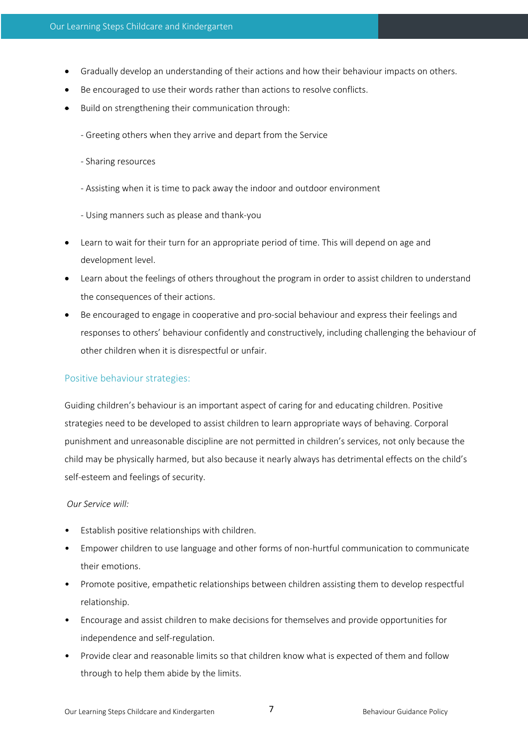- Gradually develop an understanding of their actions and how their behaviour impacts on others.
- Be encouraged to use their words rather than actions to resolve conflicts.
- Build on strengthening their communication through:

  - Greeting others when they arrive and depart from the Service

  - Sharing resources

  - Assisting when it is time to pack away the indoor and outdoor environment

  - Using manners such as please and thank-you

- Learn to wait for their turn for an appropriate period of time. This will depend on age and development level.
- Learn about the feelings of others throughout the program in order to assist children to understand the consequences of their actions.
- Be encouraged to engage in cooperative and pro-social behaviour and express their feelings and responses to others' behaviour confidently and constructively, including challenging the behaviour of other children when it is disrespectful or unfair.

## Positive behaviour strategies:

Guiding children's behaviour is an important aspect of caring for and educating children. Positive strategies need to be developed to assist children to learn appropriate ways of behaving. Corporal punishment and unreasonable discipline are not permitted in children's services, not only because the child may be physically harmed, but also because it nearly always has detrimental effects on the child's self-esteem and feelings of security.

*Our Service will:*

- Establish positive relationships with children.
- Empower children to use language and other forms of non-hurtful communication to communicate their emotions.
- Promote positive, empathetic relationships between children assisting them to develop respectful relationship.
- Encourage and assist children to make decisions for themselves and provide opportunities for independence and self-regulation.
- Provide clear and reasonable limits so that children know what is expected of them and follow through to help them abide by the limits.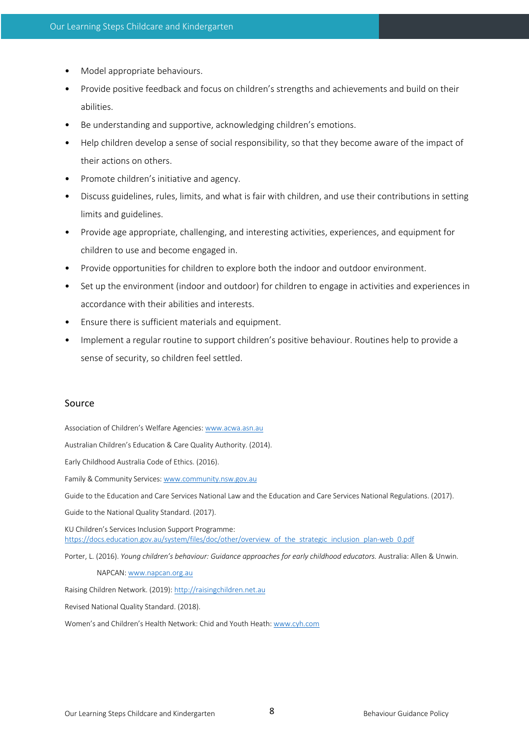- Model appropriate behaviours.
- Provide positive feedback and focus on children's strengths and achievements and build on their abilities.
- Be understanding and supportive, acknowledging children's emotions.
- Help children develop a sense of social responsibility, so that they become aware of the impact of their actions on others.
- Promote children's initiative and agency.
- Discuss guidelines, rules, limits, and what is fair with children, and use their contributions in setting limits and guidelines.
- Provide age appropriate, challenging, and interesting activities, experiences, and equipment for children to use and become engaged in.
- Provide opportunities for children to explore both the indoor and outdoor environment.
- Set up the environment (indoor and outdoor) for children to engage in activities and experiences in accordance with their abilities and interests.
- Ensure there is sufficient materials and equipment.
- Implement a regular routine to support children's positive behaviour. Routines help to provide a sense of security, so children feel settled.

## Source

Association of Children's Welfare Agencies: www.acwa.asn.au

Australian Children's Education & Care Quality Authority. (2014).

Early Childhood Australia Code of Ethics. (2016).

Family & Community Services: www.community.nsw.gov.au

Guide to the Education and Care Services National Law and the Education and Care Services National Regulations. (2017).

Guide to the National Quality Standard. (2017).

KU Children's Services Inclusion Support Programme: https://docs.education.gov.au/system/files/doc/other/overview_of_the_strategic_inclusion_plan-web_0.pdf

Porter, L. (2016). *Young children's behaviour: Guidance approaches for early childhood educators.* Australia: Allen & Unwin.

NAPCAN: www.napcan.org.au

Raising Children Network. (2019): http://raisingchildren.net.au

Revised National Quality Standard. (2018).

Women's and Children's Health Network: Chid and Youth Heath: www.cyh.com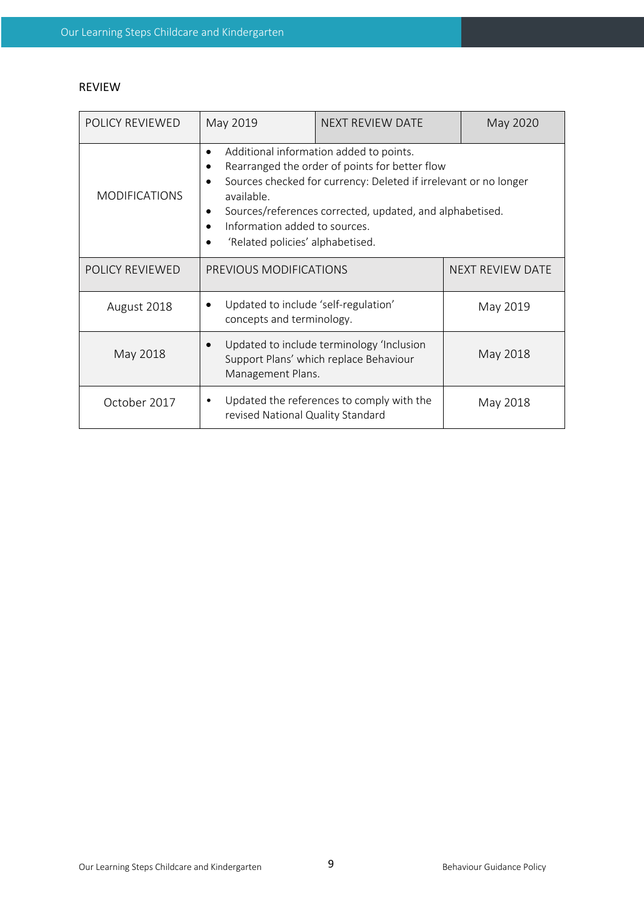## REVIEW

| POLICY REVIEWED | May 2019 | NEXT REVIEW DATE | May 2020 |
|---|---|---|---|
| MODIFICATIONS | • Additional information added to points.<br>• Rearranged the order of points for better flow<br>• Sources checked for currency: Deleted if irrelevant or no longer available.<br>• Sources/references corrected, updated, and alphabetised.<br>• Information added to sources.<br>• 'Related policies' alphabetised. | | |

| POLICY REVIEWED | PREVIOUS MODIFICATIONS | NEXT REVIEW DATE |
|---|---|---|
| August 2018 | • Updated to include 'self-regulation' concepts and terminology. | May 2019 |
| May 2018 | • Updated to include terminology 'Inclusion Support Plans' which replace Behaviour Management Plans. | May 2018 |
| October 2017 | • Updated the references to comply with the revised National Quality Standard | May 2018 |